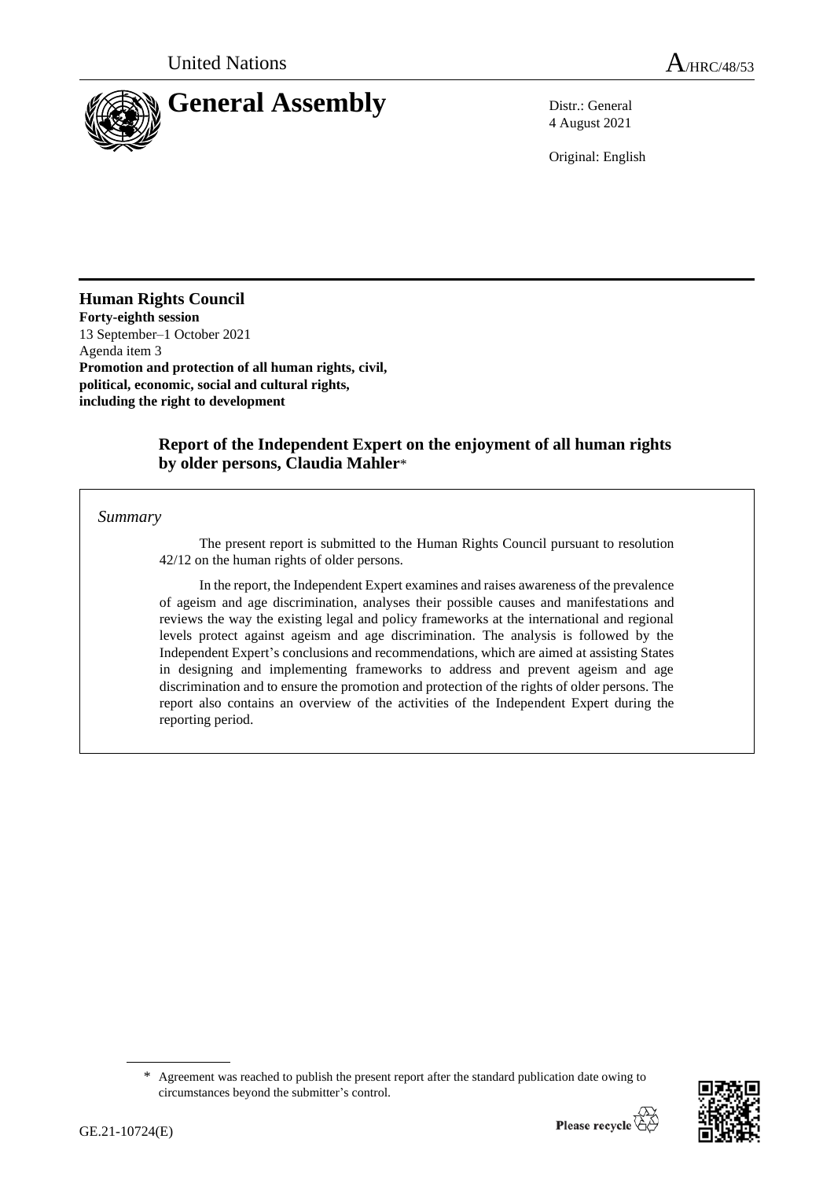United Nations

A/HRC/48/53

# General Assembly

Distr.: General
4 August 2021

Original: English

**Human Rights Council**
**Forty-eighth session**
13 September–1 October 2021
Agenda item 3
**Promotion and protection of all human rights, civil, political, economic, social and cultural rights, including the right to development**

## Report of the Independent Expert on the enjoyment of all human rights by older persons, Claudia Mahler*

*Summary*

The present report is submitted to the Human Rights Council pursuant to resolution 42/12 on the human rights of older persons.

In the report, the Independent Expert examines and raises awareness of the prevalence of ageism and age discrimination, analyses their possible causes and manifestations and reviews the way the existing legal and policy frameworks at the international and regional levels protect against ageism and age discrimination. The analysis is followed by the Independent Expert's conclusions and recommendations, which are aimed at assisting States in designing and implementing frameworks to address and prevent ageism and age discrimination and to ensure the promotion and protection of the rights of older persons. The report also contains an overview of the activities of the Independent Expert during the reporting period.

\* Agreement was reached to publish the present report after the standard publication date owing to circumstances beyond the submitter's control.

GE.21-10724(E)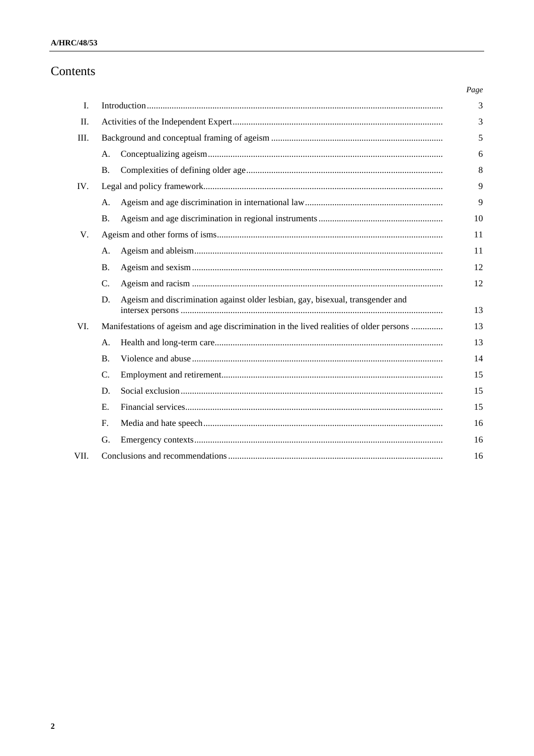# Contents

| | | Page |
|---|---|---|
| I. | Introduction | 3 |
| II. | Activities of the Independent Expert | 3 |
| III. | Background and conceptual framing of ageism | 5 |
| | A. Conceptualizing ageism | 6 |
| | B. Complexities of defining older age | 8 |
| IV. | Legal and policy framework | 9 |
| | A. Ageism and age discrimination in international law | 9 |
| | B. Ageism and age discrimination in regional instruments | 10 |
| V. | Ageism and other forms of isms | 11 |
| | A. Ageism and ableism | 11 |
| | B. Ageism and sexism | 12 |
| | C. Ageism and racism | 12 |
| | D. Ageism and discrimination against older lesbian, gay, bisexual, transgender and intersex persons | 13 |
| VI. | Manifestations of ageism and age discrimination in the lived realities of older persons | 13 |
| | A. Health and long-term care | 13 |
| | B. Violence and abuse | 14 |
| | C. Employment and retirement | 15 |
| | D. Social exclusion | 15 |
| | E. Financial services | 15 |
| | F. Media and hate speech | 16 |
| | G. Emergency contexts | 16 |
| VII. | Conclusions and recommendations | 16 |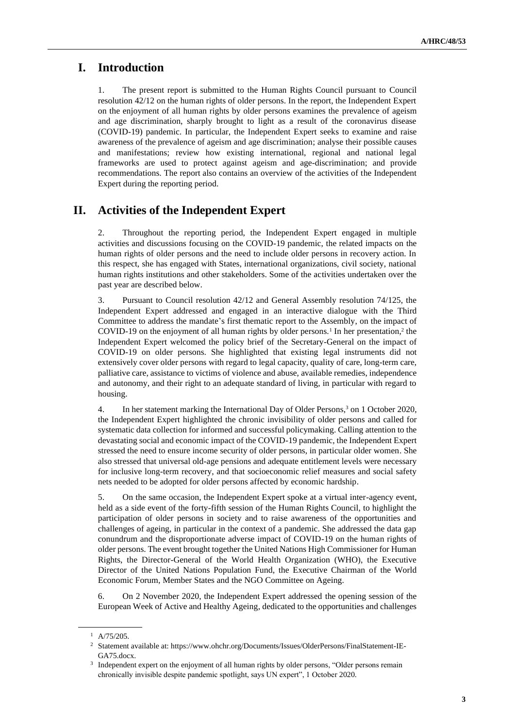# I. Introduction

1. The present report is submitted to the Human Rights Council pursuant to Council resolution 42/12 on the human rights of older persons. In the report, the Independent Expert on the enjoyment of all human rights by older persons examines the prevalence of ageism and age discrimination, sharply brought to light as a result of the coronavirus disease (COVID-19) pandemic. In particular, the Independent Expert seeks to examine and raise awareness of the prevalence of ageism and age discrimination; analyse their possible causes and manifestations; review how existing international, regional and national legal frameworks are used to protect against ageism and age-discrimination; and provide recommendations. The report also contains an overview of the activities of the Independent Expert during the reporting period.

# II. Activities of the Independent Expert

2. Throughout the reporting period, the Independent Expert engaged in multiple activities and discussions focusing on the COVID-19 pandemic, the related impacts on the human rights of older persons and the need to include older persons in recovery action. In this respect, she has engaged with States, international organizations, civil society, national human rights institutions and other stakeholders. Some of the activities undertaken over the past year are described below.

3. Pursuant to Council resolution 42/12 and General Assembly resolution 74/125, the Independent Expert addressed and engaged in an interactive dialogue with the Third Committee to address the mandate's first thematic report to the Assembly, on the impact of COVID-19 on the enjoyment of all human rights by older persons.[1] In her presentation,[2] the Independent Expert welcomed the policy brief of the Secretary-General on the impact of COVID-19 on older persons. She highlighted that existing legal instruments did not extensively cover older persons with regard to legal capacity, quality of care, long-term care, palliative care, assistance to victims of violence and abuse, available remedies, independence and autonomy, and their right to an adequate standard of living, in particular with regard to housing.

4. In her statement marking the International Day of Older Persons,[3] on 1 October 2020, the Independent Expert highlighted the chronic invisibility of older persons and called for systematic data collection for informed and successful policymaking. Calling attention to the devastating social and economic impact of the COVID-19 pandemic, the Independent Expert stressed the need to ensure income security of older persons, in particular older women. She also stressed that universal old-age pensions and adequate entitlement levels were necessary for inclusive long-term recovery, and that socioeconomic relief measures and social safety nets needed to be adopted for older persons affected by economic hardship.

5. On the same occasion, the Independent Expert spoke at a virtual inter-agency event, held as a side event of the forty-fifth session of the Human Rights Council, to highlight the participation of older persons in society and to raise awareness of the opportunities and challenges of ageing, in particular in the context of a pandemic. She addressed the data gap conundrum and the disproportionate adverse impact of COVID-19 on the human rights of older persons. The event brought together the United Nations High Commissioner for Human Rights, the Director-General of the World Health Organization (WHO), the Executive Director of the United Nations Population Fund, the Executive Chairman of the World Economic Forum, Member States and the NGO Committee on Ageing.

6. On 2 November 2020, the Independent Expert addressed the opening session of the European Week of Active and Healthy Ageing, dedicated to the opportunities and challenges

---

[1] A/75/205.

[2] Statement available at: https://www.ohchr.org/Documents/Issues/OlderPersons/FinalStatement-IE-GA75.docx.

[3] Independent expert on the enjoyment of all human rights by older persons, "Older persons remain chronically invisible despite pandemic spotlight, says UN expert", 1 October 2020.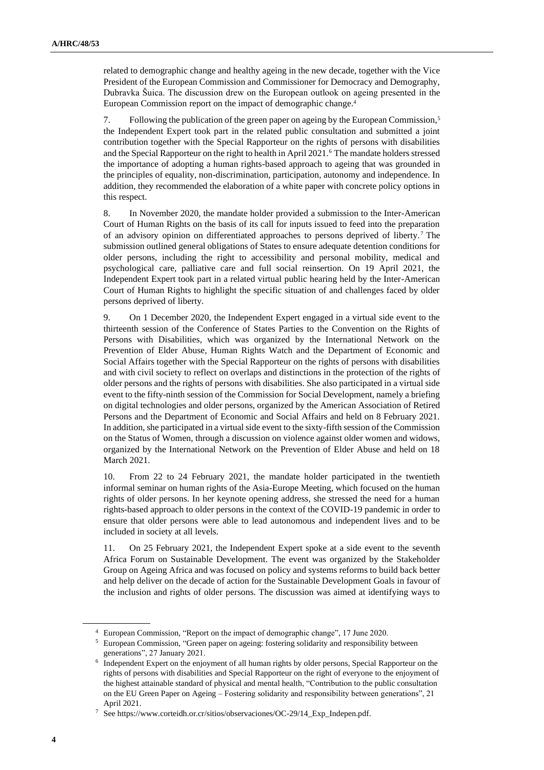related to demographic change and healthy ageing in the new decade, together with the Vice President of the European Commission and Commissioner for Democracy and Demography, Dubravka Šuica. The discussion drew on the European outlook on ageing presented in the European Commission report on the impact of demographic change.[4]

7. Following the publication of the green paper on ageing by the European Commission,[5] the Independent Expert took part in the related public consultation and submitted a joint contribution together with the Special Rapporteur on the rights of persons with disabilities and the Special Rapporteur on the right to health in April 2021.[6] The mandate holders stressed the importance of adopting a human rights-based approach to ageing that was grounded in the principles of equality, non-discrimination, participation, autonomy and independence. In addition, they recommended the elaboration of a white paper with concrete policy options in this respect.

8. In November 2020, the mandate holder provided a submission to the Inter-American Court of Human Rights on the basis of its call for inputs issued to feed into the preparation of an advisory opinion on differentiated approaches to persons deprived of liberty.[7] The submission outlined general obligations of States to ensure adequate detention conditions for older persons, including the right to accessibility and personal mobility, medical and psychological care, palliative care and full social reinsertion. On 19 April 2021, the Independent Expert took part in a related virtual public hearing held by the Inter-American Court of Human Rights to highlight the specific situation of and challenges faced by older persons deprived of liberty.

9. On 1 December 2020, the Independent Expert engaged in a virtual side event to the thirteenth session of the Conference of States Parties to the Convention on the Rights of Persons with Disabilities, which was organized by the International Network on the Prevention of Elder Abuse, Human Rights Watch and the Department of Economic and Social Affairs together with the Special Rapporteur on the rights of persons with disabilities and with civil society to reflect on overlaps and distinctions in the protection of the rights of older persons and the rights of persons with disabilities. She also participated in a virtual side event to the fifty-ninth session of the Commission for Social Development, namely a briefing on digital technologies and older persons, organized by the American Association of Retired Persons and the Department of Economic and Social Affairs and held on 8 February 2021. In addition, she participated in a virtual side event to the sixty-fifth session of the Commission on the Status of Women, through a discussion on violence against older women and widows, organized by the International Network on the Prevention of Elder Abuse and held on 18 March 2021.

10. From 22 to 24 February 2021, the mandate holder participated in the twentieth informal seminar on human rights of the Asia-Europe Meeting, which focused on the human rights of older persons. In her keynote opening address, she stressed the need for a human rights-based approach to older persons in the context of the COVID-19 pandemic in order to ensure that older persons were able to lead autonomous and independent lives and to be included in society at all levels.

11. On 25 February 2021, the Independent Expert spoke at a side event to the seventh Africa Forum on Sustainable Development. The event was organized by the Stakeholder Group on Ageing Africa and was focused on policy and systems reforms to build back better and help deliver on the decade of action for the Sustainable Development Goals in favour of the inclusion and rights of older persons. The discussion was aimed at identifying ways to

---

[4] European Commission, "Report on the impact of demographic change", 17 June 2020.

[5] European Commission, "Green paper on ageing: fostering solidarity and responsibility between generations", 27 January 2021.

[6] Independent Expert on the enjoyment of all human rights by older persons, Special Rapporteur on the rights of persons with disabilities and Special Rapporteur on the right of everyone to the enjoyment of the highest attainable standard of physical and mental health, "Contribution to the public consultation on the EU Green Paper on Ageing – Fostering solidarity and responsibility between generations", 21 April 2021.

[7] See https://www.corteidh.or.cr/sitios/observaciones/OC-29/14_Exp_Indepen.pdf.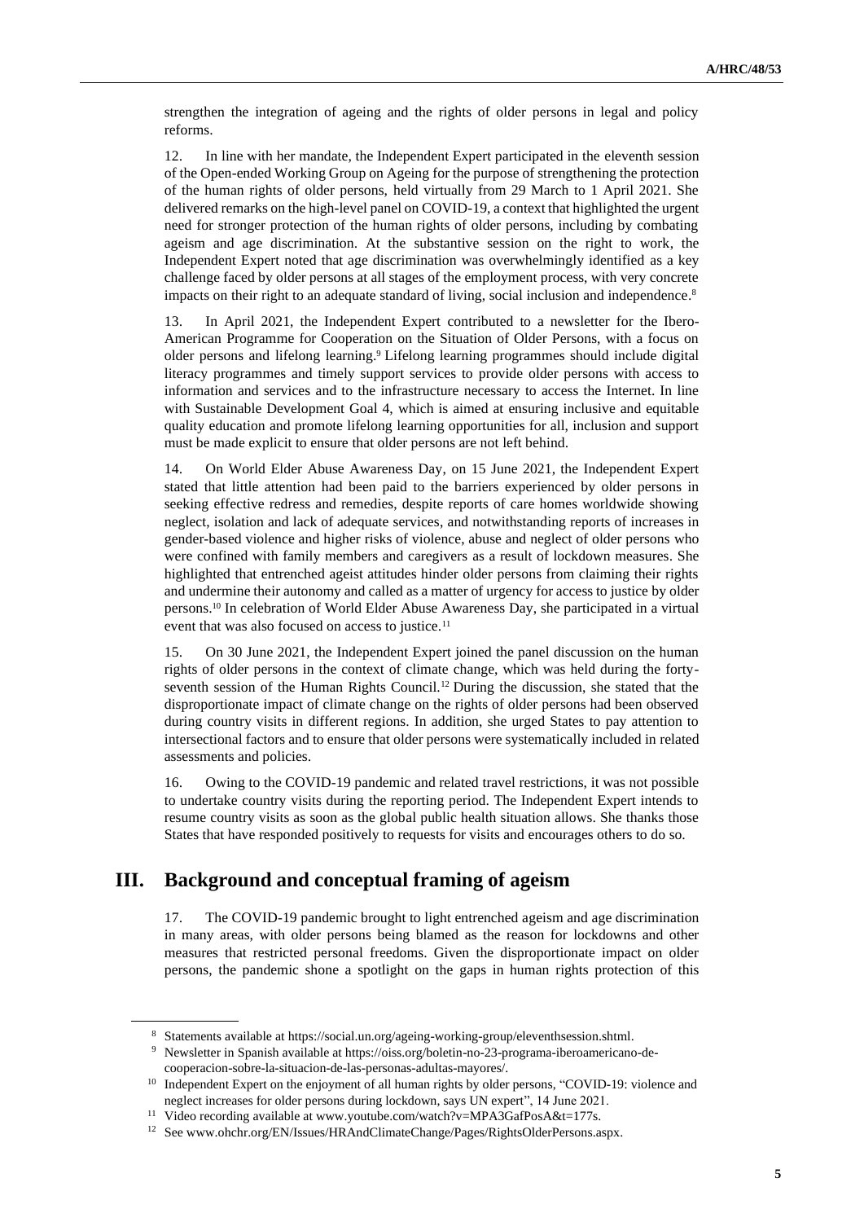strengthen the integration of ageing and the rights of older persons in legal and policy reforms.

12. In line with her mandate, the Independent Expert participated in the eleventh session of the Open-ended Working Group on Ageing for the purpose of strengthening the protection of the human rights of older persons, held virtually from 29 March to 1 April 2021. She delivered remarks on the high-level panel on COVID-19, a context that highlighted the urgent need for stronger protection of the human rights of older persons, including by combating ageism and age discrimination. At the substantive session on the right to work, the Independent Expert noted that age discrimination was overwhelmingly identified as a key challenge faced by older persons at all stages of the employment process, with very concrete impacts on their right to an adequate standard of living, social inclusion and independence.[8]

13. In April 2021, the Independent Expert contributed to a newsletter for the Ibero-American Programme for Cooperation on the Situation of Older Persons, with a focus on older persons and lifelong learning.[9] Lifelong learning programmes should include digital literacy programmes and timely support services to provide older persons with access to information and services and to the infrastructure necessary to access the Internet. In line with Sustainable Development Goal 4, which is aimed at ensuring inclusive and equitable quality education and promote lifelong learning opportunities for all, inclusion and support must be made explicit to ensure that older persons are not left behind.

14. On World Elder Abuse Awareness Day, on 15 June 2021, the Independent Expert stated that little attention had been paid to the barriers experienced by older persons in seeking effective redress and remedies, despite reports of care homes worldwide showing neglect, isolation and lack of adequate services, and notwithstanding reports of increases in gender-based violence and higher risks of violence, abuse and neglect of older persons who were confined with family members and caregivers as a result of lockdown measures. She highlighted that entrenched ageist attitudes hinder older persons from claiming their rights and undermine their autonomy and called as a matter of urgency for access to justice by older persons.[10] In celebration of World Elder Abuse Awareness Day, she participated in a virtual event that was also focused on access to justice.[11]

15. On 30 June 2021, the Independent Expert joined the panel discussion on the human rights of older persons in the context of climate change, which was held during the forty-seventh session of the Human Rights Council.[12] During the discussion, she stated that the disproportionate impact of climate change on the rights of older persons had been observed during country visits in different regions. In addition, she urged States to pay attention to intersectional factors and to ensure that older persons were systematically included in related assessments and policies.

16. Owing to the COVID-19 pandemic and related travel restrictions, it was not possible to undertake country visits during the reporting period. The Independent Expert intends to resume country visits as soon as the global public health situation allows. She thanks those States that have responded positively to requests for visits and encourages others to do so.

## III. Background and conceptual framing of ageism

17. The COVID-19 pandemic brought to light entrenched ageism and age discrimination in many areas, with older persons being blamed as the reason for lockdowns and other measures that restricted personal freedoms. Given the disproportionate impact on older persons, the pandemic shone a spotlight on the gaps in human rights protection of this

---

[8] Statements available at https://social.un.org/ageing-working-group/eleventhsession.shtml.

[9] Newsletter in Spanish available at https://oiss.org/boletin-no-23-programa-iberoamericano-de-cooperacion-sobre-la-situacion-de-las-personas-adultas-mayores/.

[10] Independent Expert on the enjoyment of all human rights by older persons, "COVID-19: violence and neglect increases for older persons during lockdown, says UN expert", 14 June 2021.

[11] Video recording available at www.youtube.com/watch?v=MPA3GafPosA&t=177s.

[12] See www.ohchr.org/EN/Issues/HRAndClimateChange/Pages/RightsOlderPersons.aspx.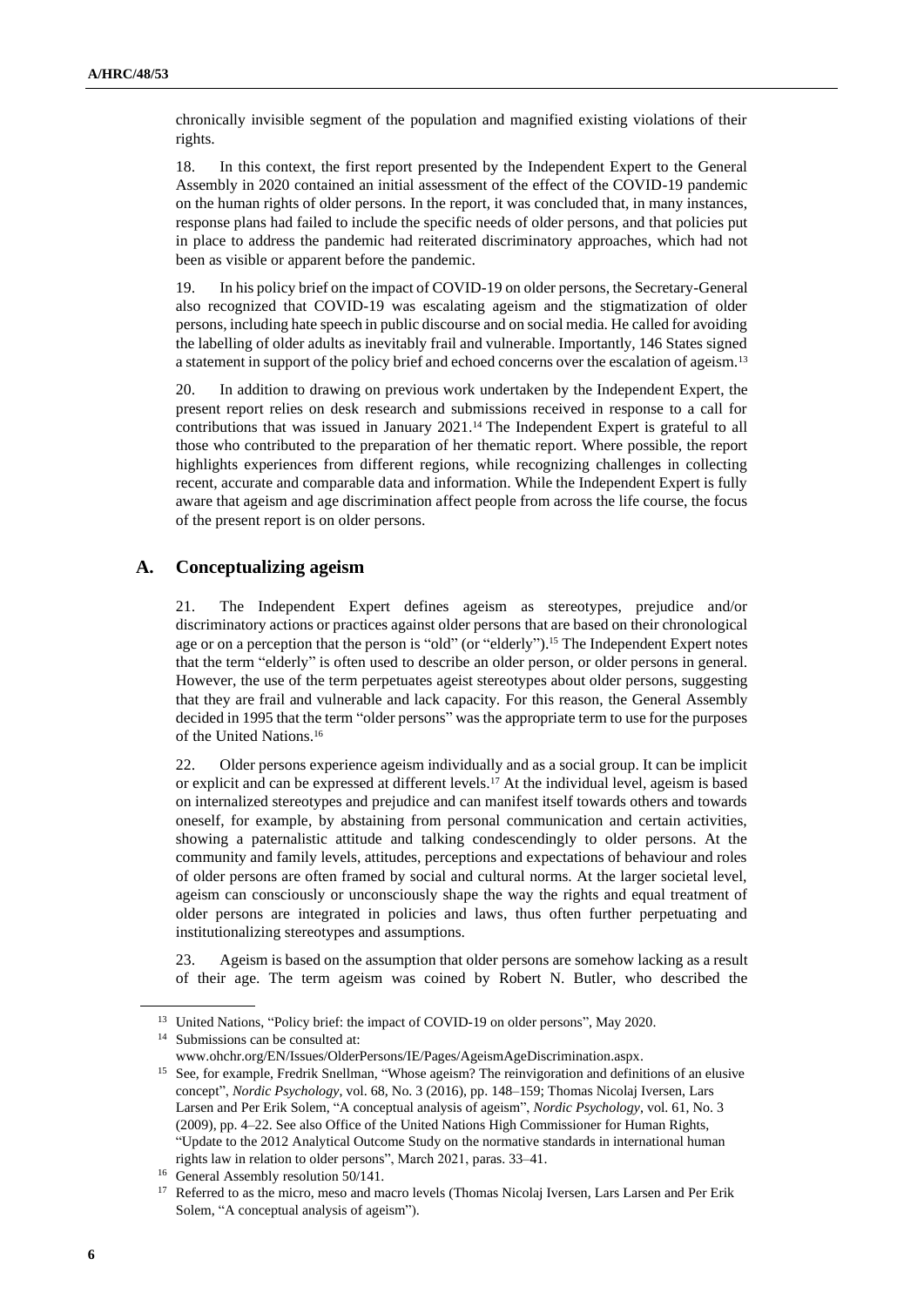chronically invisible segment of the population and magnified existing violations of their rights.

18. In this context, the first report presented by the Independent Expert to the General Assembly in 2020 contained an initial assessment of the effect of the COVID-19 pandemic on the human rights of older persons. In the report, it was concluded that, in many instances, response plans had failed to include the specific needs of older persons, and that policies put in place to address the pandemic had reiterated discriminatory approaches, which had not been as visible or apparent before the pandemic.

19. In his policy brief on the impact of COVID-19 on older persons, the Secretary-General also recognized that COVID-19 was escalating ageism and the stigmatization of older persons, including hate speech in public discourse and on social media. He called for avoiding the labelling of older adults as inevitably frail and vulnerable. Importantly, 146 States signed a statement in support of the policy brief and echoed concerns over the escalation of ageism.[13]

20. In addition to drawing on previous work undertaken by the Independent Expert, the present report relies on desk research and submissions received in response to a call for contributions that was issued in January 2021.[14] The Independent Expert is grateful to all those who contributed to the preparation of her thematic report. Where possible, the report highlights experiences from different regions, while recognizing challenges in collecting recent, accurate and comparable data and information. While the Independent Expert is fully aware that ageism and age discrimination affect people from across the life course, the focus of the present report is on older persons.

## A. Conceptualizing ageism

21. The Independent Expert defines ageism as stereotypes, prejudice and/or discriminatory actions or practices against older persons that are based on their chronological age or on a perception that the person is "old" (or "elderly").[15] The Independent Expert notes that the term "elderly" is often used to describe an older person, or older persons in general. However, the use of the term perpetuates ageist stereotypes about older persons, suggesting that they are frail and vulnerable and lack capacity. For this reason, the General Assembly decided in 1995 that the term "older persons" was the appropriate term to use for the purposes of the United Nations.[16]

22. Older persons experience ageism individually and as a social group. It can be implicit or explicit and can be expressed at different levels.[17] At the individual level, ageism is based on internalized stereotypes and prejudice and can manifest itself towards others and towards oneself, for example, by abstaining from personal communication and certain activities, showing a paternalistic attitude and talking condescendingly to older persons. At the community and family levels, attitudes, perceptions and expectations of behaviour and roles of older persons are often framed by social and cultural norms. At the larger societal level, ageism can consciously or unconsciously shape the way the rights and equal treatment of older persons are integrated in policies and laws, thus often further perpetuating and institutionalizing stereotypes and assumptions.

23. Ageism is based on the assumption that older persons are somehow lacking as a result of their age. The term ageism was coined by Robert N. Butler, who described the

---

[13] United Nations, "Policy brief: the impact of COVID-19 on older persons", May 2020.

[14] Submissions can be consulted at: www.ohchr.org/EN/Issues/OlderPersons/IE/Pages/AgeismAgeDiscrimination.aspx.

[15] See, for example, Fredrik Snellman, "Whose ageism? The reinvigoration and definitions of an elusive concept", *Nordic Psychology*, vol. 68, No. 3 (2016), pp. 148–159; Thomas Nicolaj Iversen, Lars Larsen and Per Erik Solem, "A conceptual analysis of ageism", *Nordic Psychology*, vol. 61, No. 3 (2009), pp. 4–22. See also Office of the United Nations High Commissioner for Human Rights, "Update to the 2012 Analytical Outcome Study on the normative standards in international human rights law in relation to older persons", March 2021, paras. 33–41.

[16] General Assembly resolution 50/141.

[17] Referred to as the micro, meso and macro levels (Thomas Nicolaj Iversen, Lars Larsen and Per Erik Solem, "A conceptual analysis of ageism").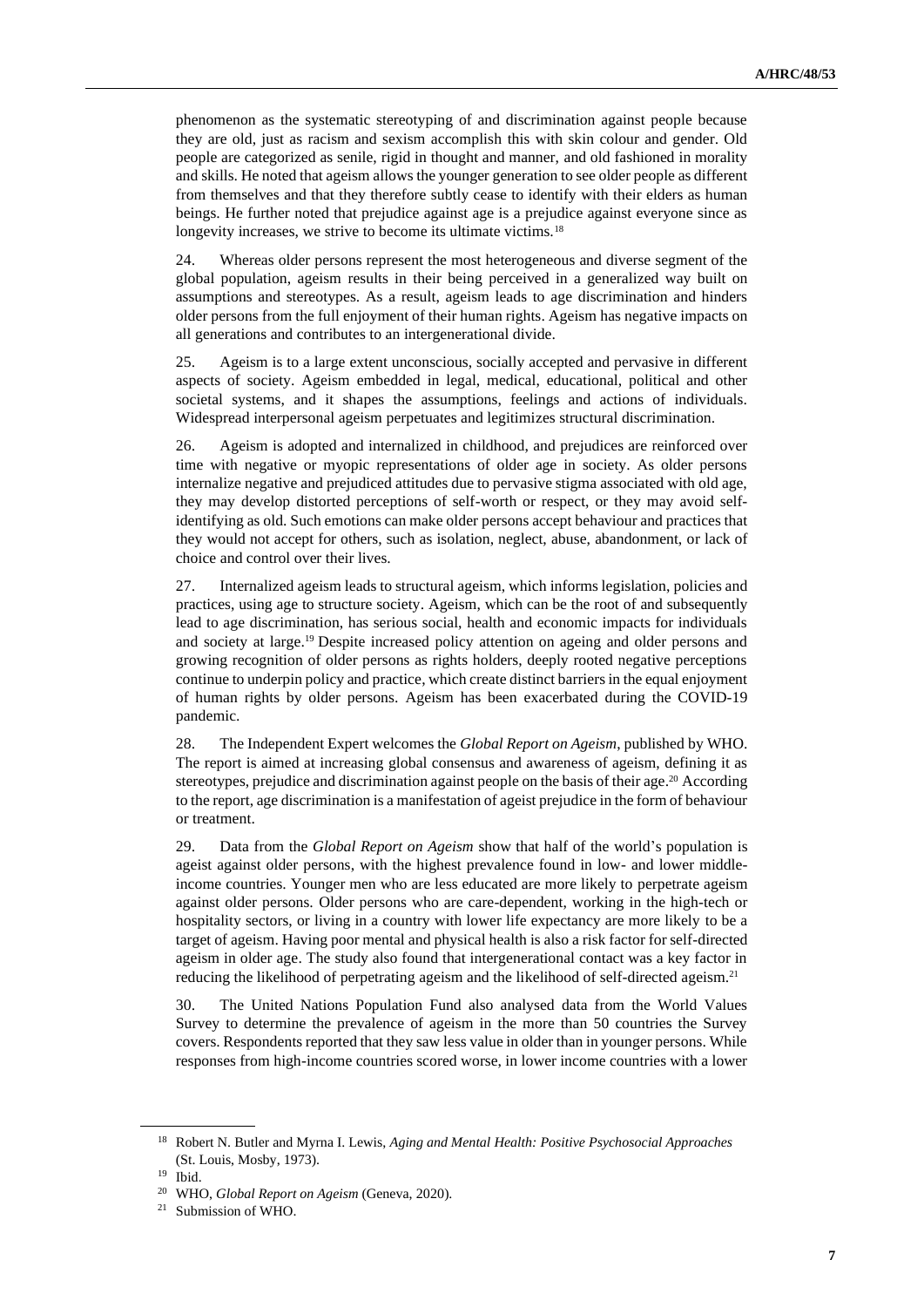phenomenon as the systematic stereotyping of and discrimination against people because they are old, just as racism and sexism accomplish this with skin colour and gender. Old people are categorized as senile, rigid in thought and manner, and old fashioned in morality and skills. He noted that ageism allows the younger generation to see older people as different from themselves and that they therefore subtly cease to identify with their elders as human beings. He further noted that prejudice against age is a prejudice against everyone since as longevity increases, we strive to become its ultimate victims.[18]

24. Whereas older persons represent the most heterogeneous and diverse segment of the global population, ageism results in their being perceived in a generalized way built on assumptions and stereotypes. As a result, ageism leads to age discrimination and hinders older persons from the full enjoyment of their human rights. Ageism has negative impacts on all generations and contributes to an intergenerational divide.

25. Ageism is to a large extent unconscious, socially accepted and pervasive in different aspects of society. Ageism embedded in legal, medical, educational, political and other societal systems, and it shapes the assumptions, feelings and actions of individuals. Widespread interpersonal ageism perpetuates and legitimizes structural discrimination.

26. Ageism is adopted and internalized in childhood, and prejudices are reinforced over time with negative or myopic representations of older age in society. As older persons internalize negative and prejudiced attitudes due to pervasive stigma associated with old age, they may develop distorted perceptions of self-worth or respect, or they may avoid self-identifying as old. Such emotions can make older persons accept behaviour and practices that they would not accept for others, such as isolation, neglect, abuse, abandonment, or lack of choice and control over their lives.

27. Internalized ageism leads to structural ageism, which informs legislation, policies and practices, using age to structure society. Ageism, which can be the root of and subsequently lead to age discrimination, has serious social, health and economic impacts for individuals and society at large.[19] Despite increased policy attention on ageing and older persons and growing recognition of older persons as rights holders, deeply rooted negative perceptions continue to underpin policy and practice, which create distinct barriers in the equal enjoyment of human rights by older persons. Ageism has been exacerbated during the COVID-19 pandemic.

28. The Independent Expert welcomes the *Global Report on Ageism*, published by WHO. The report is aimed at increasing global consensus and awareness of ageism, defining it as stereotypes, prejudice and discrimination against people on the basis of their age.[20] According to the report, age discrimination is a manifestation of ageist prejudice in the form of behaviour or treatment.

29. Data from the *Global Report on Ageism* show that half of the world's population is ageist against older persons, with the highest prevalence found in low- and lower middle-income countries. Younger men who are less educated are more likely to perpetrate ageism against older persons. Older persons who are care-dependent, working in the high-tech or hospitality sectors, or living in a country with lower life expectancy are more likely to be a target of ageism. Having poor mental and physical health is also a risk factor for self-directed ageism in older age. The study also found that intergenerational contact was a key factor in reducing the likelihood of perpetrating ageism and the likelihood of self-directed ageism.[21]

30. The United Nations Population Fund also analysed data from the World Values Survey to determine the prevalence of ageism in the more than 50 countries the Survey covers. Respondents reported that they saw less value in older than in younger persons. While responses from high-income countries scored worse, in lower income countries with a lower

---

[18] Robert N. Butler and Myrna I. Lewis, *Aging and Mental Health: Positive Psychosocial Approaches* (St. Louis, Mosby, 1973).

[19] Ibid.

[20] WHO, *Global Report on Ageism* (Geneva, 2020).

[21] Submission of WHO.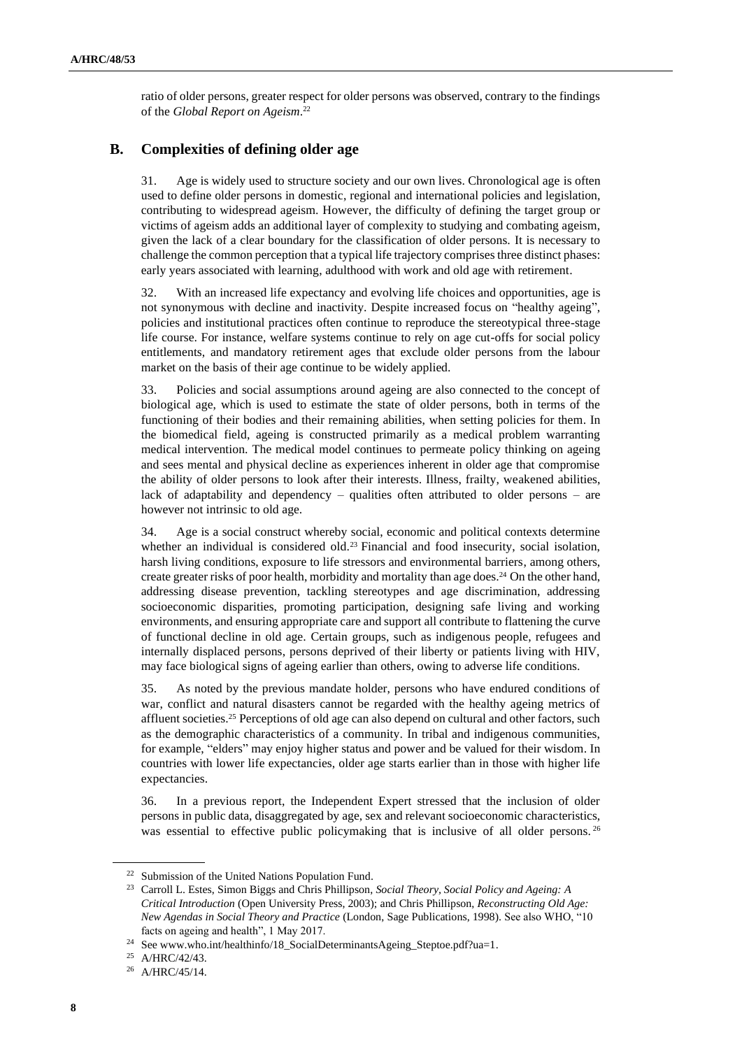ratio of older persons, greater respect for older persons was observed, contrary to the findings of the *Global Report on Ageism*.[22]

## B. Complexities of defining older age

31. Age is widely used to structure society and our own lives. Chronological age is often used to define older persons in domestic, regional and international policies and legislation, contributing to widespread ageism. However, the difficulty of defining the target group or victims of ageism adds an additional layer of complexity to studying and combating ageism, given the lack of a clear boundary for the classification of older persons. It is necessary to challenge the common perception that a typical life trajectory comprises three distinct phases: early years associated with learning, adulthood with work and old age with retirement.

32. With an increased life expectancy and evolving life choices and opportunities, age is not synonymous with decline and inactivity. Despite increased focus on "healthy ageing", policies and institutional practices often continue to reproduce the stereotypical three-stage life course. For instance, welfare systems continue to rely on age cut-offs for social policy entitlements, and mandatory retirement ages that exclude older persons from the labour market on the basis of their age continue to be widely applied.

33. Policies and social assumptions around ageing are also connected to the concept of biological age, which is used to estimate the state of older persons, both in terms of the functioning of their bodies and their remaining abilities, when setting policies for them. In the biomedical field, ageing is constructed primarily as a medical problem warranting medical intervention. The medical model continues to permeate policy thinking on ageing and sees mental and physical decline as experiences inherent in older age that compromise the ability of older persons to look after their interests. Illness, frailty, weakened abilities, lack of adaptability and dependency – qualities often attributed to older persons – are however not intrinsic to old age.

34. Age is a social construct whereby social, economic and political contexts determine whether an individual is considered old.[23] Financial and food insecurity, social isolation, harsh living conditions, exposure to life stressors and environmental barriers, among others, create greater risks of poor health, morbidity and mortality than age does.[24] On the other hand, addressing disease prevention, tackling stereotypes and age discrimination, addressing socioeconomic disparities, promoting participation, designing safe living and working environments, and ensuring appropriate care and support all contribute to flattening the curve of functional decline in old age. Certain groups, such as indigenous people, refugees and internally displaced persons, persons deprived of their liberty or patients living with HIV, may face biological signs of ageing earlier than others, owing to adverse life conditions.

35. As noted by the previous mandate holder, persons who have endured conditions of war, conflict and natural disasters cannot be regarded with the healthy ageing metrics of affluent societies.[25] Perceptions of old age can also depend on cultural and other factors, such as the demographic characteristics of a community. In tribal and indigenous communities, for example, "elders" may enjoy higher status and power and be valued for their wisdom. In countries with lower life expectancies, older age starts earlier than in those with higher life expectancies.

36. In a previous report, the Independent Expert stressed that the inclusion of older persons in public data, disaggregated by age, sex and relevant socioeconomic characteristics, was essential to effective public policymaking that is inclusive of all older persons.[26]

---

[22] Submission of the United Nations Population Fund.

[23] Carroll L. Estes, Simon Biggs and Chris Phillipson, *Social Theory, Social Policy and Ageing: A Critical Introduction* (Open University Press, 2003); and Chris Phillipson, *Reconstructing Old Age: New Agendas in Social Theory and Practice* (London, Sage Publications, 1998). See also WHO, "10 facts on ageing and health", 1 May 2017.

[24] See www.who.int/healthinfo/18_SocialDeterminantsAgeing_Steptoe.pdf?ua=1.

[25] A/HRC/42/43.

[26] A/HRC/45/14.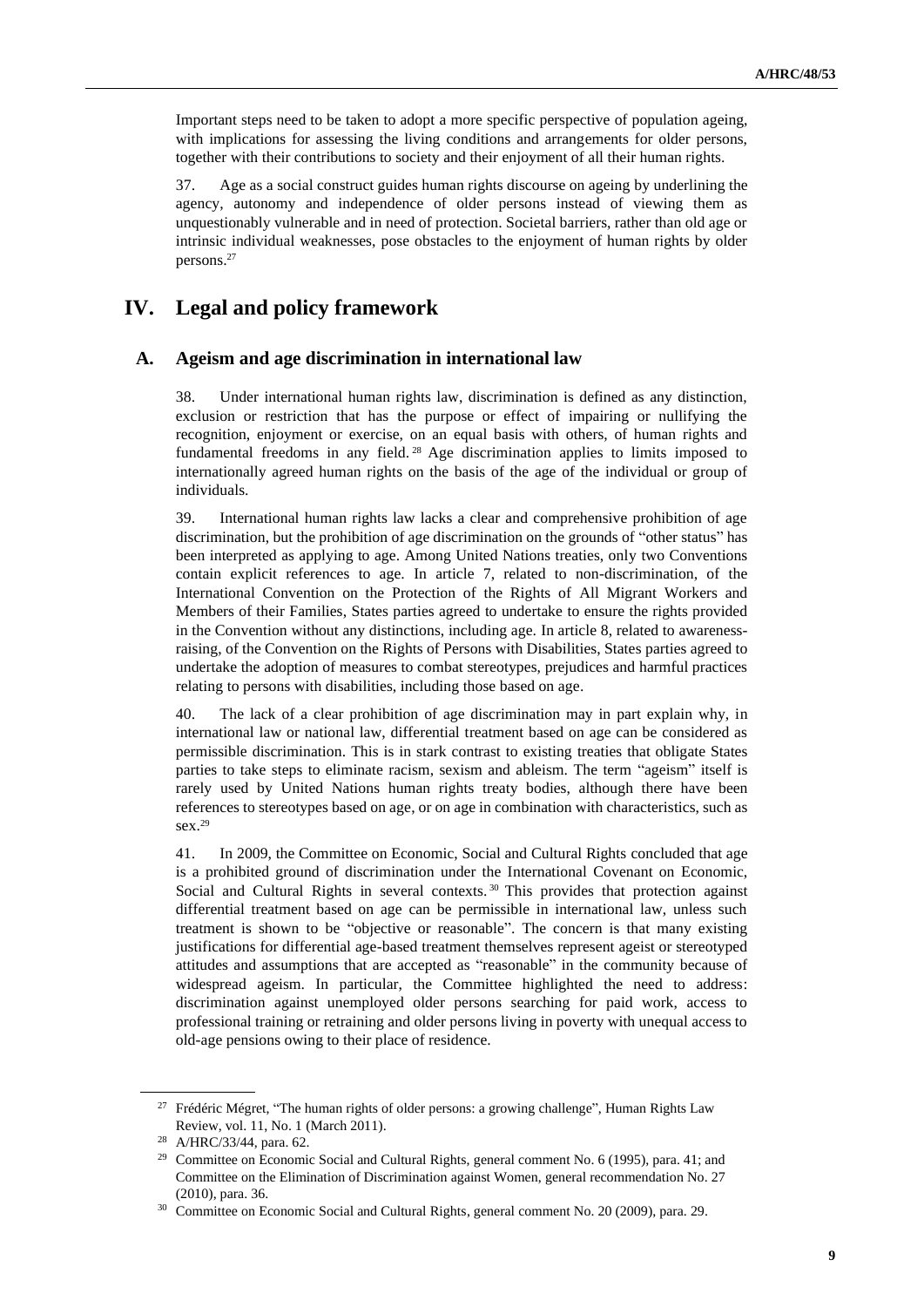Important steps need to be taken to adopt a more specific perspective of population ageing, with implications for assessing the living conditions and arrangements for older persons, together with their contributions to society and their enjoyment of all their human rights.

37. Age as a social construct guides human rights discourse on ageing by underlining the agency, autonomy and independence of older persons instead of viewing them as unquestionably vulnerable and in need of protection. Societal barriers, rather than old age or intrinsic individual weaknesses, pose obstacles to the enjoyment of human rights by older persons.[27]

# IV. Legal and policy framework

## A. Ageism and age discrimination in international law

38. Under international human rights law, discrimination is defined as any distinction, exclusion or restriction that has the purpose or effect of impairing or nullifying the recognition, enjoyment or exercise, on an equal basis with others, of human rights and fundamental freedoms in any field.[28] Age discrimination applies to limits imposed to internationally agreed human rights on the basis of the age of the individual or group of individuals.

39. International human rights law lacks a clear and comprehensive prohibition of age discrimination, but the prohibition of age discrimination on the grounds of "other status" has been interpreted as applying to age. Among United Nations treaties, only two Conventions contain explicit references to age. In article 7, related to non-discrimination, of the International Convention on the Protection of the Rights of All Migrant Workers and Members of their Families, States parties agreed to undertake to ensure the rights provided in the Convention without any distinctions, including age. In article 8, related to awareness-raising, of the Convention on the Rights of Persons with Disabilities, States parties agreed to undertake the adoption of measures to combat stereotypes, prejudices and harmful practices relating to persons with disabilities, including those based on age.

40. The lack of a clear prohibition of age discrimination may in part explain why, in international law or national law, differential treatment based on age can be considered as permissible discrimination. This is in stark contrast to existing treaties that obligate States parties to take steps to eliminate racism, sexism and ableism. The term "ageism" itself is rarely used by United Nations human rights treaty bodies, although there have been references to stereotypes based on age, or on age in combination with characteristics, such as sex.[29]

41. In 2009, the Committee on Economic, Social and Cultural Rights concluded that age is a prohibited ground of discrimination under the International Covenant on Economic, Social and Cultural Rights in several contexts.[30] This provides that protection against differential treatment based on age can be permissible in international law, unless such treatment is shown to be "objective or reasonable". The concern is that many existing justifications for differential age-based treatment themselves represent ageist or stereotyped attitudes and assumptions that are accepted as "reasonable" in the community because of widespread ageism. In particular, the Committee highlighted the need to address: discrimination against unemployed older persons searching for paid work, access to professional training or retraining and older persons living in poverty with unequal access to old-age pensions owing to their place of residence.

---

[27] Frédéric Mégret, "The human rights of older persons: a growing challenge", Human Rights Law Review, vol. 11, No. 1 (March 2011).

[28] A/HRC/33/44, para. 62.

[29] Committee on Economic Social and Cultural Rights, general comment No. 6 (1995), para. 41; and Committee on the Elimination of Discrimination against Women, general recommendation No. 27 (2010), para. 36.

[30] Committee on Economic Social and Cultural Rights, general comment No. 20 (2009), para. 29.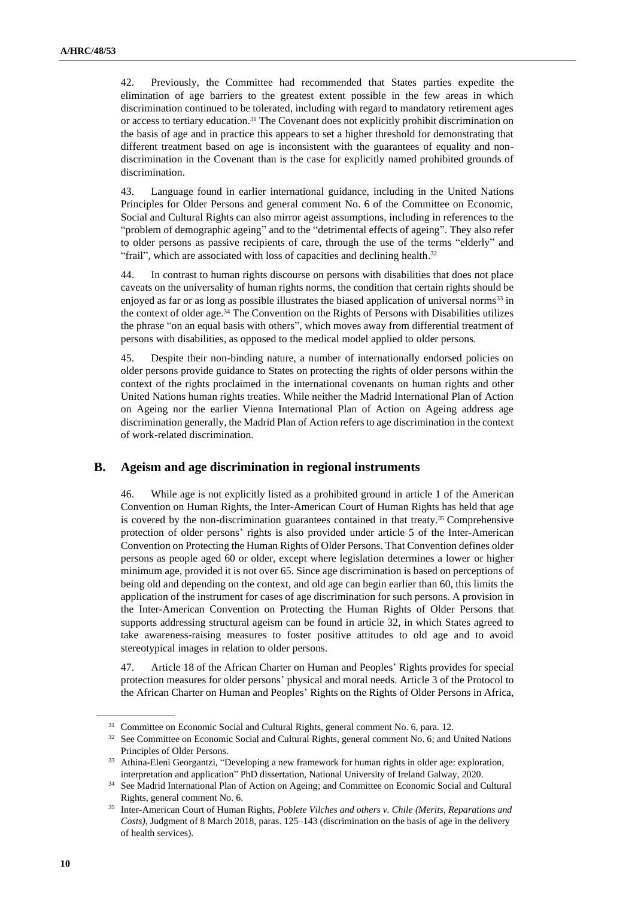42. Previously, the Committee had recommended that States parties expedite the elimination of age barriers to the greatest extent possible in the few areas in which discrimination continued to be tolerated, including with regard to mandatory retirement ages or access to tertiary education.[31] The Covenant does not explicitly prohibit discrimination on the basis of age and in practice this appears to set a higher threshold for demonstrating that different treatment based on age is inconsistent with the guarantees of equality and non-discrimination in the Covenant than is the case for explicitly named prohibited grounds of discrimination.

43. Language found in earlier international guidance, including in the United Nations Principles for Older Persons and general comment No. 6 of the Committee on Economic, Social and Cultural Rights can also mirror ageist assumptions, including in references to the "problem of demographic ageing" and to the "detrimental effects of ageing". They also refer to older persons as passive recipients of care, through the use of the terms "elderly" and "frail", which are associated with loss of capacities and declining health.[32]

44. In contrast to human rights discourse on persons with disabilities that does not place caveats on the universality of human rights norms, the condition that certain rights should be enjoyed as far or as long as possible illustrates the biased application of universal norms[33] in the context of older age.[34] The Convention on the Rights of Persons with Disabilities utilizes the phrase "on an equal basis with others", which moves away from differential treatment of persons with disabilities, as opposed to the medical model applied to older persons.

45. Despite their non-binding nature, a number of internationally endorsed policies on older persons provide guidance to States on protecting the rights of older persons within the context of the rights proclaimed in the international covenants on human rights and other United Nations human rights treaties. While neither the Madrid International Plan of Action on Ageing nor the earlier Vienna International Plan of Action on Ageing address age discrimination generally, the Madrid Plan of Action refers to age discrimination in the context of work-related discrimination.

## B. Ageism and age discrimination in regional instruments

46. While age is not explicitly listed as a prohibited ground in article 1 of the American Convention on Human Rights, the Inter-American Court of Human Rights has held that age is covered by the non-discrimination guarantees contained in that treaty.[35] Comprehensive protection of older persons' rights is also provided under article 5 of the Inter-American Convention on Protecting the Human Rights of Older Persons. That Convention defines older persons as people aged 60 or older, except where legislation determines a lower or higher minimum age, provided it is not over 65. Since age discrimination is based on perceptions of being old and depending on the context, and old age can begin earlier than 60, this limits the application of the instrument for cases of age discrimination for such persons. A provision in the Inter-American Convention on Protecting the Human Rights of Older Persons that supports addressing structural ageism can be found in article 32, in which States agreed to take awareness-raising measures to foster positive attitudes to old age and to avoid stereotypical images in relation to older persons.

47. Article 18 of the African Charter on Human and Peoples' Rights provides for special protection measures for older persons' physical and moral needs. Article 3 of the Protocol to the African Charter on Human and Peoples' Rights on the Rights of Older Persons in Africa,

---

[31] Committee on Economic Social and Cultural Rights, general comment No. 6, para. 12.

[32] See Committee on Economic Social and Cultural Rights, general comment No. 6; and United Nations Principles of Older Persons.

[33] Athina-Eleni Georgantzi, "Developing a new framework for human rights in older age: exploration, interpretation and application" PhD dissertation, National University of Ireland Galway, 2020.

[34] See Madrid International Plan of Action on Ageing; and Committee on Economic Social and Cultural Rights, general comment No. 6.

[35] Inter-American Court of Human Rights, *Poblete Vilches and others v. Chile (Merits, Reparations and Costs)*, Judgment of 8 March 2018, paras. 125–143 (discrimination on the basis of age in the delivery of health services).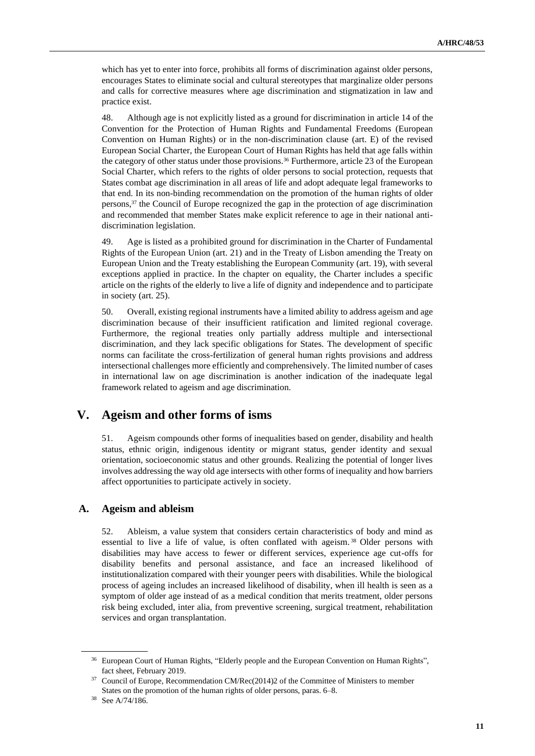which has yet to enter into force, prohibits all forms of discrimination against older persons, encourages States to eliminate social and cultural stereotypes that marginalize older persons and calls for corrective measures where age discrimination and stigmatization in law and practice exist.

48. Although age is not explicitly listed as a ground for discrimination in article 14 of the Convention for the Protection of Human Rights and Fundamental Freedoms (European Convention on Human Rights) or in the non-discrimination clause (art. E) of the revised European Social Charter, the European Court of Human Rights has held that age falls within the category of other status under those provisions.[36] Furthermore, article 23 of the European Social Charter, which refers to the rights of older persons to social protection, requests that States combat age discrimination in all areas of life and adopt adequate legal frameworks to that end. In its non-binding recommendation on the promotion of the human rights of older persons,[37] the Council of Europe recognized the gap in the protection of age discrimination and recommended that member States make explicit reference to age in their national anti-discrimination legislation.

49. Age is listed as a prohibited ground for discrimination in the Charter of Fundamental Rights of the European Union (art. 21) and in the Treaty of Lisbon amending the Treaty on European Union and the Treaty establishing the European Community (art. 19), with several exceptions applied in practice. In the chapter on equality, the Charter includes a specific article on the rights of the elderly to live a life of dignity and independence and to participate in society (art. 25).

50. Overall, existing regional instruments have a limited ability to address ageism and age discrimination because of their insufficient ratification and limited regional coverage. Furthermore, the regional treaties only partially address multiple and intersectional discrimination, and they lack specific obligations for States. The development of specific norms can facilitate the cross-fertilization of general human rights provisions and address intersectional challenges more efficiently and comprehensively. The limited number of cases in international law on age discrimination is another indication of the inadequate legal framework related to ageism and age discrimination.

# V. Ageism and other forms of isms

51. Ageism compounds other forms of inequalities based on gender, disability and health status, ethnic origin, indigenous identity or migrant status, gender identity and sexual orientation, socioeconomic status and other grounds. Realizing the potential of longer lives involves addressing the way old age intersects with other forms of inequality and how barriers affect opportunities to participate actively in society.

## A. Ageism and ableism

52. Ableism, a value system that considers certain characteristics of body and mind as essential to live a life of value, is often conflated with ageism.[38] Older persons with disabilities may have access to fewer or different services, experience age cut-offs for disability benefits and personal assistance, and face an increased likelihood of institutionalization compared with their younger peers with disabilities. While the biological process of ageing includes an increased likelihood of disability, when ill health is seen as a symptom of older age instead of as a medical condition that merits treatment, older persons risk being excluded, inter alia, from preventive screening, surgical treatment, rehabilitation services and organ transplantation.

---

[36] European Court of Human Rights, "Elderly people and the European Convention on Human Rights", fact sheet, February 2019.

[37] Council of Europe, Recommendation CM/Rec(2014)2 of the Committee of Ministers to member States on the promotion of the human rights of older persons, paras. 6–8.

[38] See A/74/186.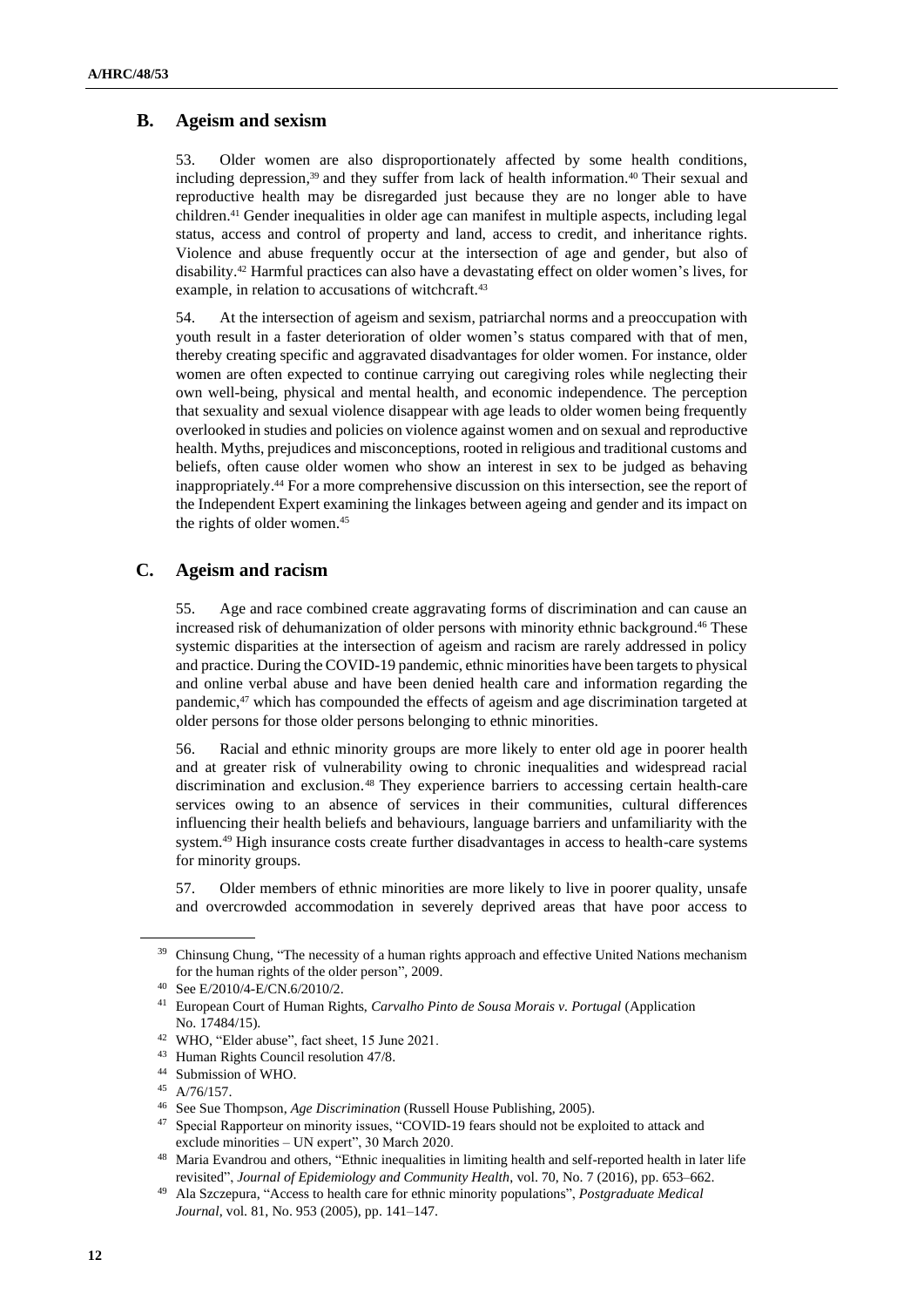## B. Ageism and sexism

53. Older women are also disproportionately affected by some health conditions, including depression,[39] and they suffer from lack of health information.[40] Their sexual and reproductive health may be disregarded just because they are no longer able to have children.[41] Gender inequalities in older age can manifest in multiple aspects, including legal status, access and control of property and land, access to credit, and inheritance rights. Violence and abuse frequently occur at the intersection of age and gender, but also of disability.[42] Harmful practices can also have a devastating effect on older women's lives, for example, in relation to accusations of witchcraft.[43]

54. At the intersection of ageism and sexism, patriarchal norms and a preoccupation with youth result in a faster deterioration of older women's status compared with that of men, thereby creating specific and aggravated disadvantages for older women. For instance, older women are often expected to continue carrying out caregiving roles while neglecting their own well-being, physical and mental health, and economic independence. The perception that sexuality and sexual violence disappear with age leads to older women being frequently overlooked in studies and policies on violence against women and on sexual and reproductive health. Myths, prejudices and misconceptions, rooted in religious and traditional customs and beliefs, often cause older women who show an interest in sex to be judged as behaving inappropriately.[44] For a more comprehensive discussion on this intersection, see the report of the Independent Expert examining the linkages between ageing and gender and its impact on the rights of older women.[45]

## C. Ageism and racism

55. Age and race combined create aggravating forms of discrimination and can cause an increased risk of dehumanization of older persons with minority ethnic background.[46] These systemic disparities at the intersection of ageism and racism are rarely addressed in policy and practice. During the COVID-19 pandemic, ethnic minorities have been targets to physical and online verbal abuse and have been denied health care and information regarding the pandemic,[47] which has compounded the effects of ageism and age discrimination targeted at older persons for those older persons belonging to ethnic minorities.

56. Racial and ethnic minority groups are more likely to enter old age in poorer health and at greater risk of vulnerability owing to chronic inequalities and widespread racial discrimination and exclusion.[48] They experience barriers to accessing certain health-care services owing to an absence of services in their communities, cultural differences influencing their health beliefs and behaviours, language barriers and unfamiliarity with the system.[49] High insurance costs create further disadvantages in access to health-care systems for minority groups.

57. Older members of ethnic minorities are more likely to live in poorer quality, unsafe and overcrowded accommodation in severely deprived areas that have poor access to

---

[39] Chinsung Chung, "The necessity of a human rights approach and effective United Nations mechanism for the human rights of the older person", 2009.

[40] See E/2010/4-E/CN.6/2010/2.

[41] European Court of Human Rights, *Carvalho Pinto de Sousa Morais v. Portugal* (Application No. 17484/15).

[42] WHO, "Elder abuse", fact sheet, 15 June 2021.

[43] Human Rights Council resolution 47/8.

[44] Submission of WHO.

[45] A/76/157.

[46] See Sue Thompson, *Age Discrimination* (Russell House Publishing, 2005).

[47] Special Rapporteur on minority issues, "COVID-19 fears should not be exploited to attack and exclude minorities – UN expert", 30 March 2020.

[48] Maria Evandrou and others, "Ethnic inequalities in limiting health and self-reported health in later life revisited", *Journal of Epidemiology and Community Health*, vol. 70, No. 7 (2016), pp. 653–662.

[49] Ala Szczepura, "Access to health care for ethnic minority populations", *Postgraduate Medical Journal*, vol. 81, No. 953 (2005), pp. 141–147.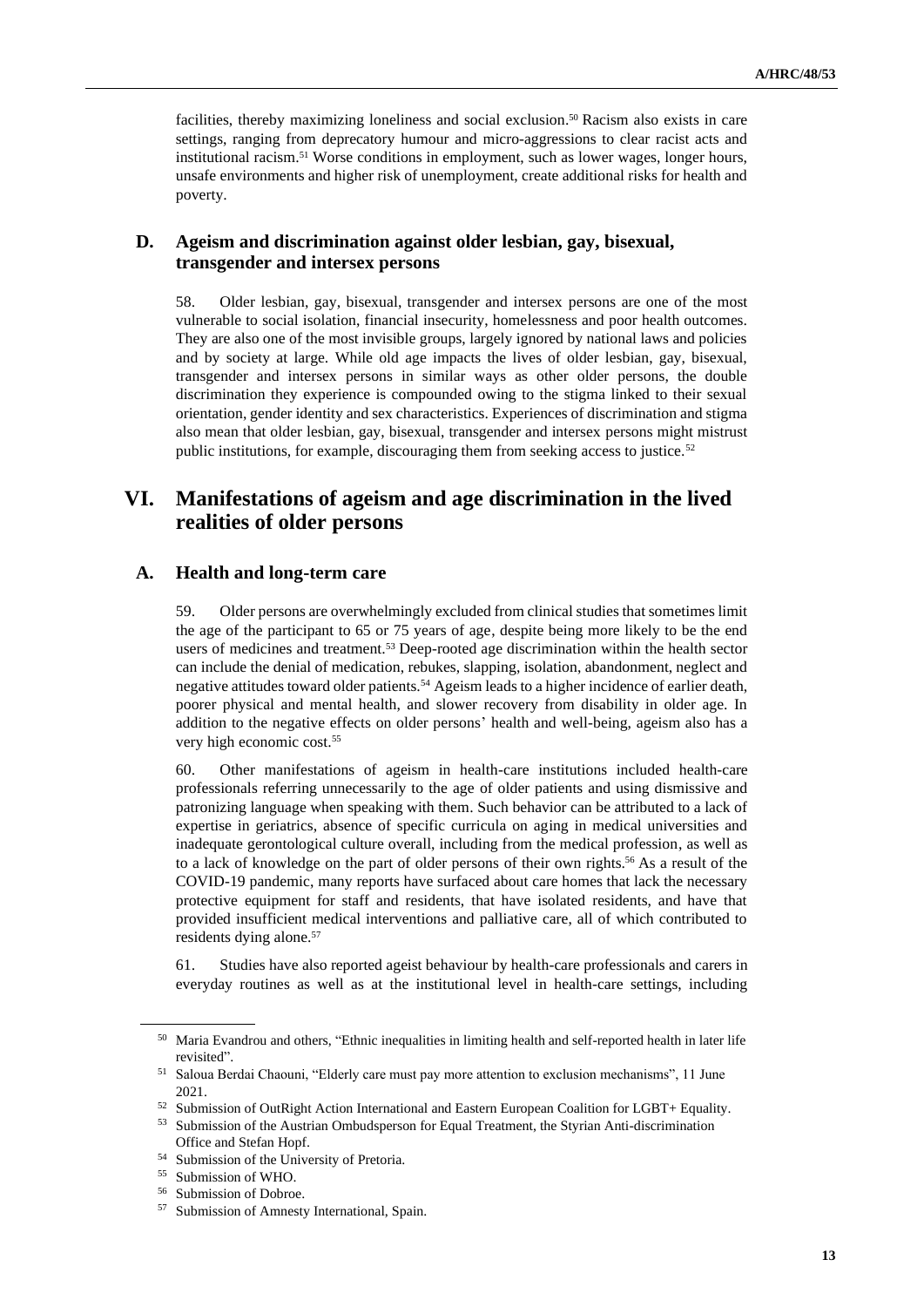facilities, thereby maximizing loneliness and social exclusion.[50] Racism also exists in care settings, ranging from deprecatory humour and micro-aggressions to clear racist acts and institutional racism.[51] Worse conditions in employment, such as lower wages, longer hours, unsafe environments and higher risk of unemployment, create additional risks for health and poverty.

### D. Ageism and discrimination against older lesbian, gay, bisexual, transgender and intersex persons

58. Older lesbian, gay, bisexual, transgender and intersex persons are one of the most vulnerable to social isolation, financial insecurity, homelessness and poor health outcomes. They are also one of the most invisible groups, largely ignored by national laws and policies and by society at large. While old age impacts the lives of older lesbian, gay, bisexual, transgender and intersex persons in similar ways as other older persons, the double discrimination they experience is compounded owing to the stigma linked to their sexual orientation, gender identity and sex characteristics. Experiences of discrimination and stigma also mean that older lesbian, gay, bisexual, transgender and intersex persons might mistrust public institutions, for example, discouraging them from seeking access to justice.[52]

## VI. Manifestations of ageism and age discrimination in the lived realities of older persons

### A. Health and long-term care

59. Older persons are overwhelmingly excluded from clinical studies that sometimes limit the age of the participant to 65 or 75 years of age, despite being more likely to be the end users of medicines and treatment.[53] Deep-rooted age discrimination within the health sector can include the denial of medication, rebukes, slapping, isolation, abandonment, neglect and negative attitudes toward older patients.[54] Ageism leads to a higher incidence of earlier death, poorer physical and mental health, and slower recovery from disability in older age. In addition to the negative effects on older persons' health and well-being, ageism also has a very high economic cost.[55]

60. Other manifestations of ageism in health-care institutions included health-care professionals referring unnecessarily to the age of older patients and using dismissive and patronizing language when speaking with them. Such behavior can be attributed to a lack of expertise in geriatrics, absence of specific curricula on aging in medical universities and inadequate gerontological culture overall, including from the medical profession, as well as to a lack of knowledge on the part of older persons of their own rights.[56] As a result of the COVID-19 pandemic, many reports have surfaced about care homes that lack the necessary protective equipment for staff and residents, that have isolated residents, and have that provided insufficient medical interventions and palliative care, all of which contributed to residents dying alone.[57]

61. Studies have also reported ageist behaviour by health-care professionals and carers in everyday routines as well as at the institutional level in health-care settings, including

---

[50] Maria Evandrou and others, "Ethnic inequalities in limiting health and self-reported health in later life revisited".

[51] Saloua Berdai Chaouni, "Elderly care must pay more attention to exclusion mechanisms", 11 June 2021.

[52] Submission of OutRight Action International and Eastern European Coalition for LGBT+ Equality.

[53] Submission of the Austrian Ombudsperson for Equal Treatment, the Styrian Anti-discrimination Office and Stefan Hopf.

[54] Submission of the University of Pretoria.

[55] Submission of WHO.

[56] Submission of Dobroe.

[57] Submission of Amnesty International, Spain.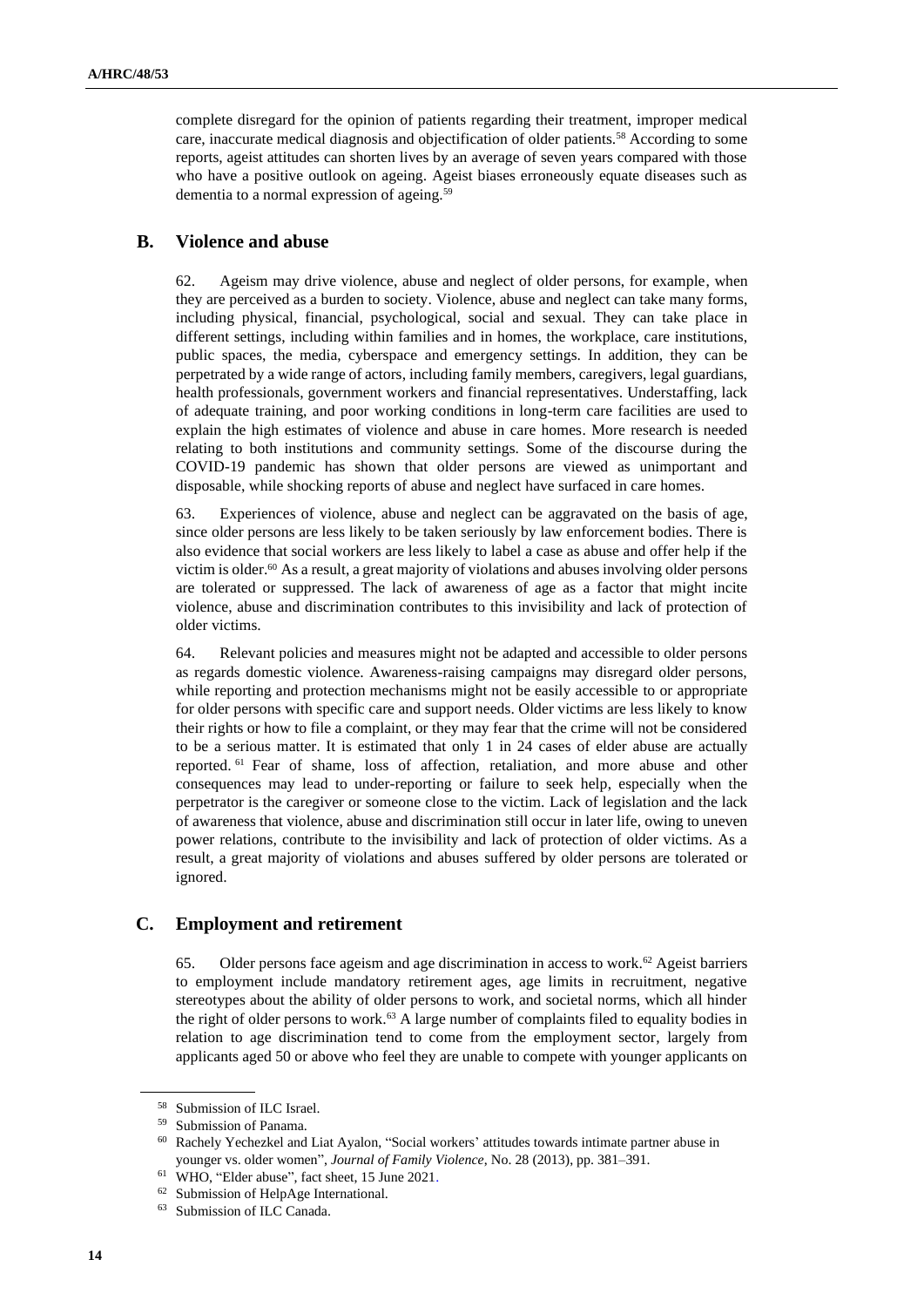complete disregard for the opinion of patients regarding their treatment, improper medical care, inaccurate medical diagnosis and objectification of older patients.[58] According to some reports, ageist attitudes can shorten lives by an average of seven years compared with those who have a positive outlook on ageing. Ageist biases erroneously equate diseases such as dementia to a normal expression of ageing.[59]

## B. Violence and abuse

62. Ageism may drive violence, abuse and neglect of older persons, for example, when they are perceived as a burden to society. Violence, abuse and neglect can take many forms, including physical, financial, psychological, social and sexual. They can take place in different settings, including within families and in homes, the workplace, care institutions, public spaces, the media, cyberspace and emergency settings. In addition, they can be perpetrated by a wide range of actors, including family members, caregivers, legal guardians, health professionals, government workers and financial representatives. Understaffing, lack of adequate training, and poor working conditions in long-term care facilities are used to explain the high estimates of violence and abuse in care homes. More research is needed relating to both institutions and community settings. Some of the discourse during the COVID-19 pandemic has shown that older persons are viewed as unimportant and disposable, while shocking reports of abuse and neglect have surfaced in care homes.

63. Experiences of violence, abuse and neglect can be aggravated on the basis of age, since older persons are less likely to be taken seriously by law enforcement bodies. There is also evidence that social workers are less likely to label a case as abuse and offer help if the victim is older.[60] As a result, a great majority of violations and abuses involving older persons are tolerated or suppressed. The lack of awareness of age as a factor that might incite violence, abuse and discrimination contributes to this invisibility and lack of protection of older victims.

64. Relevant policies and measures might not be adapted and accessible to older persons as regards domestic violence. Awareness-raising campaigns may disregard older persons, while reporting and protection mechanisms might not be easily accessible to or appropriate for older persons with specific care and support needs. Older victims are less likely to know their rights or how to file a complaint, or they may fear that the crime will not be considered to be a serious matter. It is estimated that only 1 in 24 cases of elder abuse are actually reported.[61] Fear of shame, loss of affection, retaliation, and more abuse and other consequences may lead to under-reporting or failure to seek help, especially when the perpetrator is the caregiver or someone close to the victim. Lack of legislation and the lack of awareness that violence, abuse and discrimination still occur in later life, owing to uneven power relations, contribute to the invisibility and lack of protection of older victims. As a result, a great majority of violations and abuses suffered by older persons are tolerated or ignored.

## C. Employment and retirement

65. Older persons face ageism and age discrimination in access to work.[62] Ageist barriers to employment include mandatory retirement ages, age limits in recruitment, negative stereotypes about the ability of older persons to work, and societal norms, which all hinder the right of older persons to work.[63] A large number of complaints filed to equality bodies in relation to age discrimination tend to come from the employment sector, largely from applicants aged 50 or above who feel they are unable to compete with younger applicants on

---

[58] Submission of ILC Israel.

[59] Submission of Panama.

[60] Rachely Yechezkel and Liat Ayalon, "Social workers' attitudes towards intimate partner abuse in younger vs. older women", *Journal of Family Violence*, No. 28 (2013), pp. 381–391.

[61] WHO, "Elder abuse", fact sheet, 15 June 2021.

[62] Submission of HelpAge International.

[63] Submission of ILC Canada.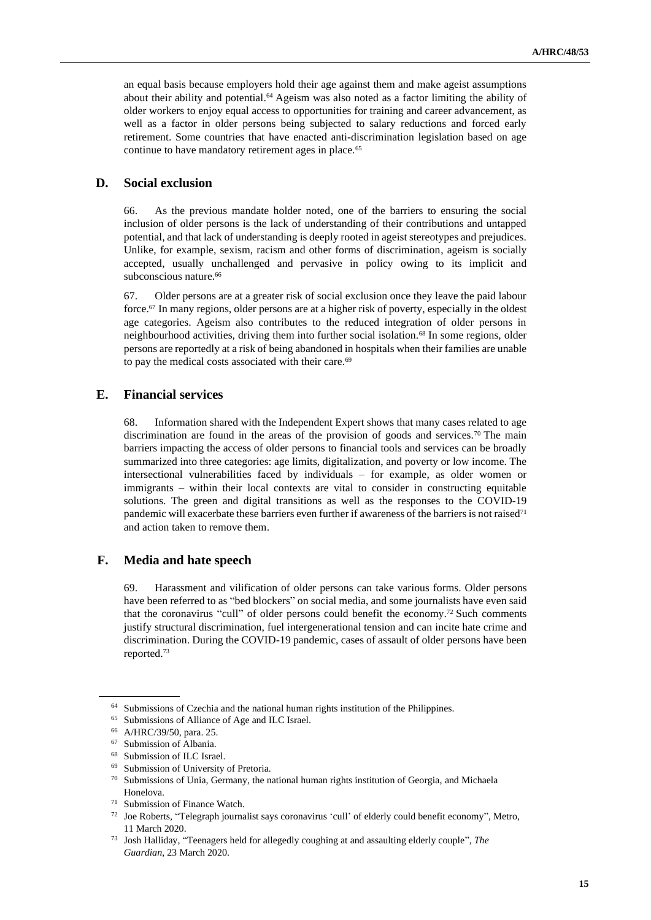an equal basis because employers hold their age against them and make ageist assumptions about their ability and potential.[64] Ageism was also noted as a factor limiting the ability of older workers to enjoy equal access to opportunities for training and career advancement, as well as a factor in older persons being subjected to salary reductions and forced early retirement. Some countries that have enacted anti-discrimination legislation based on age continue to have mandatory retirement ages in place.[65]

## D. Social exclusion

66. As the previous mandate holder noted, one of the barriers to ensuring the social inclusion of older persons is the lack of understanding of their contributions and untapped potential, and that lack of understanding is deeply rooted in ageist stereotypes and prejudices. Unlike, for example, sexism, racism and other forms of discrimination, ageism is socially accepted, usually unchallenged and pervasive in policy owing to its implicit and subconscious nature.[66]

67. Older persons are at a greater risk of social exclusion once they leave the paid labour force.[67] In many regions, older persons are at a higher risk of poverty, especially in the oldest age categories. Ageism also contributes to the reduced integration of older persons in neighbourhood activities, driving them into further social isolation.[68] In some regions, older persons are reportedly at a risk of being abandoned in hospitals when their families are unable to pay the medical costs associated with their care.[69]

## E. Financial services

68. Information shared with the Independent Expert shows that many cases related to age discrimination are found in the areas of the provision of goods and services.[70] The main barriers impacting the access of older persons to financial tools and services can be broadly summarized into three categories: age limits, digitalization, and poverty or low income. The intersectional vulnerabilities faced by individuals – for example, as older women or immigrants – within their local contexts are vital to consider in constructing equitable solutions. The green and digital transitions as well as the responses to the COVID-19 pandemic will exacerbate these barriers even further if awareness of the barriers is not raised[71] and action taken to remove them.

## F. Media and hate speech

69. Harassment and vilification of older persons can take various forms. Older persons have been referred to as "bed blockers" on social media, and some journalists have even said that the coronavirus "cull" of older persons could benefit the economy.[72] Such comments justify structural discrimination, fuel intergenerational tension and can incite hate crime and discrimination. During the COVID-19 pandemic, cases of assault of older persons have been reported.[73]

---

[64] Submissions of Czechia and the national human rights institution of the Philippines.

[65] Submissions of Alliance of Age and ILC Israel.

[66] A/HRC/39/50, para. 25.

[67] Submission of Albania.

[68] Submission of ILC Israel.

[69] Submission of University of Pretoria.

[70] Submissions of Unia, Germany, the national human rights institution of Georgia, and Michaela Honelova.

[71] Submission of Finance Watch.

[72] Joe Roberts, "Telegraph journalist says coronavirus 'cull' of elderly could benefit economy", Metro, 11 March 2020.

[73] Josh Halliday, "Teenagers held for allegedly coughing at and assaulting elderly couple", *The Guardian*, 23 March 2020.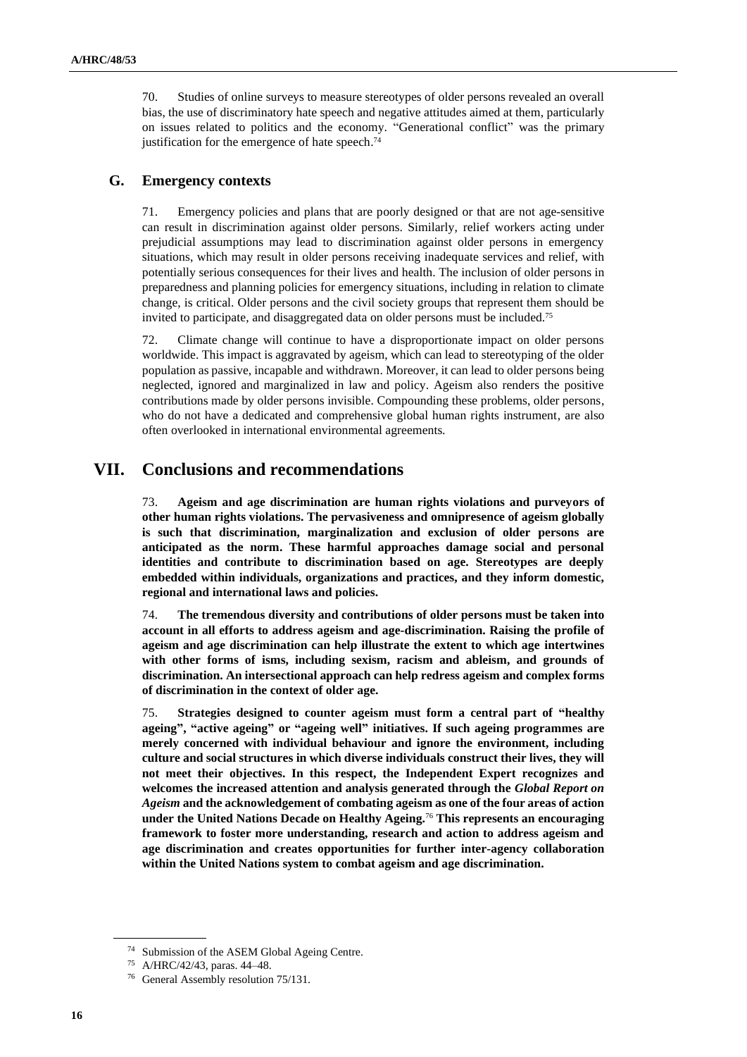70. Studies of online surveys to measure stereotypes of older persons revealed an overall bias, the use of discriminatory hate speech and negative attitudes aimed at them, particularly on issues related to politics and the economy. "Generational conflict" was the primary justification for the emergence of hate speech.[74]

### G. Emergency contexts

71. Emergency policies and plans that are poorly designed or that are not age-sensitive can result in discrimination against older persons. Similarly, relief workers acting under prejudicial assumptions may lead to discrimination against older persons in emergency situations, which may result in older persons receiving inadequate services and relief, with potentially serious consequences for their lives and health. The inclusion of older persons in preparedness and planning policies for emergency situations, including in relation to climate change, is critical. Older persons and the civil society groups that represent them should be invited to participate, and disaggregated data on older persons must be included.[75]

72. Climate change will continue to have a disproportionate impact on older persons worldwide. This impact is aggravated by ageism, which can lead to stereotyping of the older population as passive, incapable and withdrawn. Moreover, it can lead to older persons being neglected, ignored and marginalized in law and policy. Ageism also renders the positive contributions made by older persons invisible. Compounding these problems, older persons, who do not have a dedicated and comprehensive global human rights instrument, are also often overlooked in international environmental agreements.

## VII. Conclusions and recommendations

73. **Ageism and age discrimination are human rights violations and purveyors of other human rights violations. The pervasiveness and omnipresence of ageism globally is such that discrimination, marginalization and exclusion of older persons are anticipated as the norm. These harmful approaches damage social and personal identities and contribute to discrimination based on age. Stereotypes are deeply embedded within individuals, organizations and practices, and they inform domestic, regional and international laws and policies.**

74. **The tremendous diversity and contributions of older persons must be taken into account in all efforts to address ageism and age-discrimination. Raising the profile of ageism and age discrimination can help illustrate the extent to which age intertwines with other forms of isms, including sexism, racism and ableism, and grounds of discrimination. An intersectional approach can help redress ageism and complex forms of discrimination in the context of older age.**

75. **Strategies designed to counter ageism must form a central part of "healthy ageing", "active ageing" or "ageing well" initiatives. If such ageing programmes are merely concerned with individual behaviour and ignore the environment, including culture and social structures in which diverse individuals construct their lives, they will not meet their objectives. In this respect, the Independent Expert recognizes and welcomes the increased attention and analysis generated through the *Global Report on Ageism* and the acknowledgement of combating ageism as one of the four areas of action under the United Nations Decade on Healthy Ageing.**[76] **This represents an encouraging framework to foster more understanding, research and action to address ageism and age discrimination and creates opportunities for further inter-agency collaboration within the United Nations system to combat ageism and age discrimination.**

---

[74] Submission of the ASEM Global Ageing Centre.

[75] A/HRC/42/43, paras. 44–48.

[76] General Assembly resolution 75/131.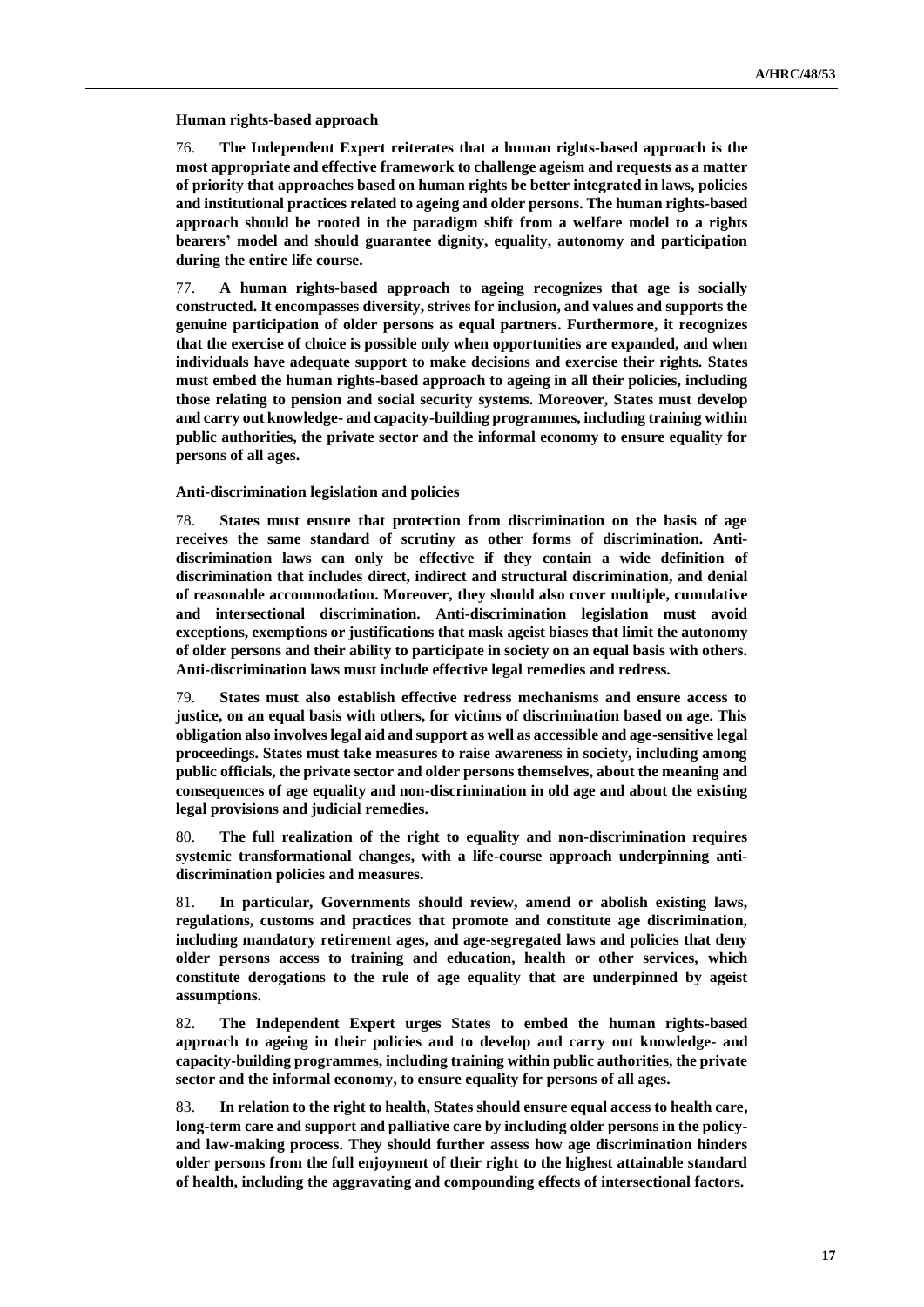**Human rights-based approach**

76. **The Independent Expert reiterates that a human rights-based approach is the most appropriate and effective framework to challenge ageism and requests as a matter of priority that approaches based on human rights be better integrated in laws, policies and institutional practices related to ageing and older persons. The human rights-based approach should be rooted in the paradigm shift from a welfare model to a rights bearers' model and should guarantee dignity, equality, autonomy and participation during the entire life course.**

77. **A human rights-based approach to ageing recognizes that age is socially constructed. It encompasses diversity, strives for inclusion, and values and supports the genuine participation of older persons as equal partners. Furthermore, it recognizes that the exercise of choice is possible only when opportunities are expanded, and when individuals have adequate support to make decisions and exercise their rights. States must embed the human rights-based approach to ageing in all their policies, including those relating to pension and social security systems. Moreover, States must develop and carry out knowledge- and capacity-building programmes, including training within public authorities, the private sector and the informal economy to ensure equality for persons of all ages.**

**Anti-discrimination legislation and policies**

78. **States must ensure that protection from discrimination on the basis of age receives the same standard of scrutiny as other forms of discrimination. Anti-discrimination laws can only be effective if they contain a wide definition of discrimination that includes direct, indirect and structural discrimination, and denial of reasonable accommodation. Moreover, they should also cover multiple, cumulative and intersectional discrimination. Anti-discrimination legislation must avoid exceptions, exemptions or justifications that mask ageist biases that limit the autonomy of older persons and their ability to participate in society on an equal basis with others. Anti-discrimination laws must include effective legal remedies and redress.**

79. **States must also establish effective redress mechanisms and ensure access to justice, on an equal basis with others, for victims of discrimination based on age. This obligation also involves legal aid and support as well as accessible and age-sensitive legal proceedings. States must take measures to raise awareness in society, including among public officials, the private sector and older persons themselves, about the meaning and consequences of age equality and non-discrimination in old age and about the existing legal provisions and judicial remedies.**

80. **The full realization of the right to equality and non-discrimination requires systemic transformational changes, with a life-course approach underpinning anti-discrimination policies and measures.**

81. **In particular, Governments should review, amend or abolish existing laws, regulations, customs and practices that promote and constitute age discrimination, including mandatory retirement ages, and age-segregated laws and policies that deny older persons access to training and education, health or other services, which constitute derogations to the rule of age equality that are underpinned by ageist assumptions.**

82. **The Independent Expert urges States to embed the human rights-based approach to ageing in their policies and to develop and carry out knowledge- and capacity-building programmes, including training within public authorities, the private sector and the informal economy, to ensure equality for persons of all ages.**

83. **In relation to the right to health, States should ensure equal access to health care, long-term care and support and palliative care by including older persons in the policy- and law-making process. They should further assess how age discrimination hinders older persons from the full enjoyment of their right to the highest attainable standard of health, including the aggravating and compounding effects of intersectional factors.**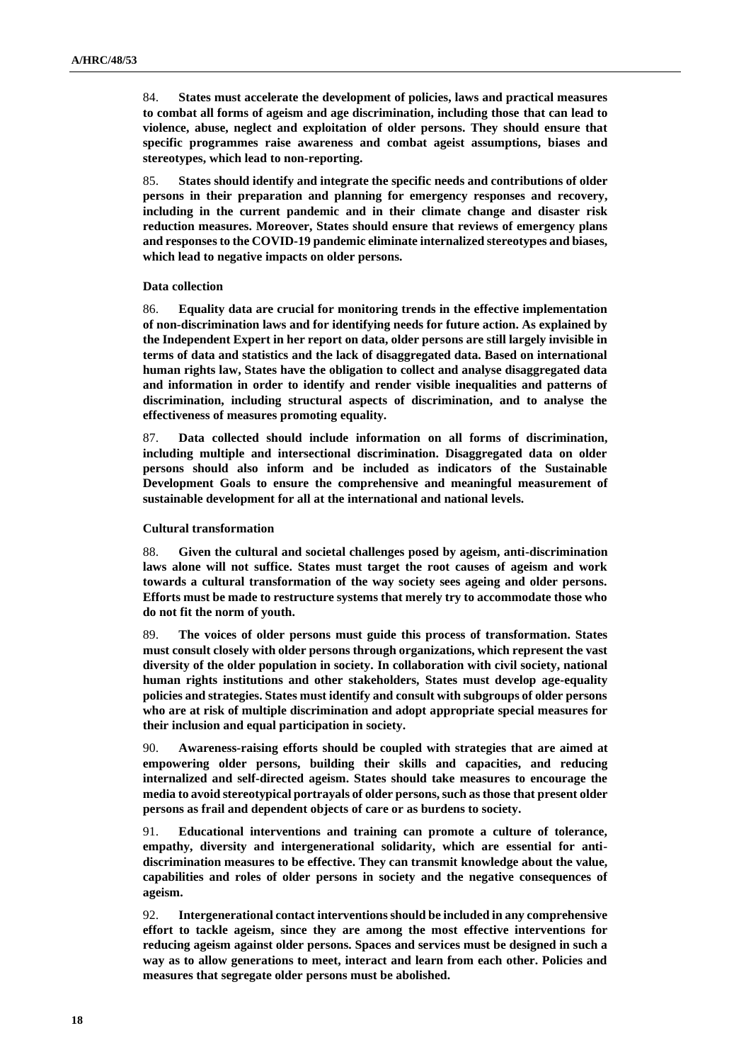84. **States must accelerate the development of policies, laws and practical measures to combat all forms of ageism and age discrimination, including those that can lead to violence, abuse, neglect and exploitation of older persons. They should ensure that specific programmes raise awareness and combat ageist assumptions, biases and stereotypes, which lead to non-reporting.**

85. **States should identify and integrate the specific needs and contributions of older persons in their preparation and planning for emergency responses and recovery, including in the current pandemic and in their climate change and disaster risk reduction measures. Moreover, States should ensure that reviews of emergency plans and responses to the COVID-19 pandemic eliminate internalized stereotypes and biases, which lead to negative impacts on older persons.**

**Data collection**

86. **Equality data are crucial for monitoring trends in the effective implementation of non-discrimination laws and for identifying needs for future action. As explained by the Independent Expert in her report on data, older persons are still largely invisible in terms of data and statistics and the lack of disaggregated data. Based on international human rights law, States have the obligation to collect and analyse disaggregated data and information in order to identify and render visible inequalities and patterns of discrimination, including structural aspects of discrimination, and to analyse the effectiveness of measures promoting equality.**

87. **Data collected should include information on all forms of discrimination, including multiple and intersectional discrimination. Disaggregated data on older persons should also inform and be included as indicators of the Sustainable Development Goals to ensure the comprehensive and meaningful measurement of sustainable development for all at the international and national levels.**

**Cultural transformation**

88. **Given the cultural and societal challenges posed by ageism, anti-discrimination laws alone will not suffice. States must target the root causes of ageism and work towards a cultural transformation of the way society sees ageing and older persons. Efforts must be made to restructure systems that merely try to accommodate those who do not fit the norm of youth.**

89. **The voices of older persons must guide this process of transformation. States must consult closely with older persons through organizations, which represent the vast diversity of the older population in society. In collaboration with civil society, national human rights institutions and other stakeholders, States must develop age-equality policies and strategies. States must identify and consult with subgroups of older persons who are at risk of multiple discrimination and adopt appropriate special measures for their inclusion and equal participation in society.**

90. **Awareness-raising efforts should be coupled with strategies that are aimed at empowering older persons, building their skills and capacities, and reducing internalized and self-directed ageism. States should take measures to encourage the media to avoid stereotypical portrayals of older persons, such as those that present older persons as frail and dependent objects of care or as burdens to society.**

91. **Educational interventions and training can promote a culture of tolerance, empathy, diversity and intergenerational solidarity, which are essential for anti-discrimination measures to be effective. They can transmit knowledge about the value, capabilities and roles of older persons in society and the negative consequences of ageism.**

92. **Intergenerational contact interventions should be included in any comprehensive effort to tackle ageism, since they are among the most effective interventions for reducing ageism against older persons. Spaces and services must be designed in such a way as to allow generations to meet, interact and learn from each other. Policies and measures that segregate older persons must be abolished.**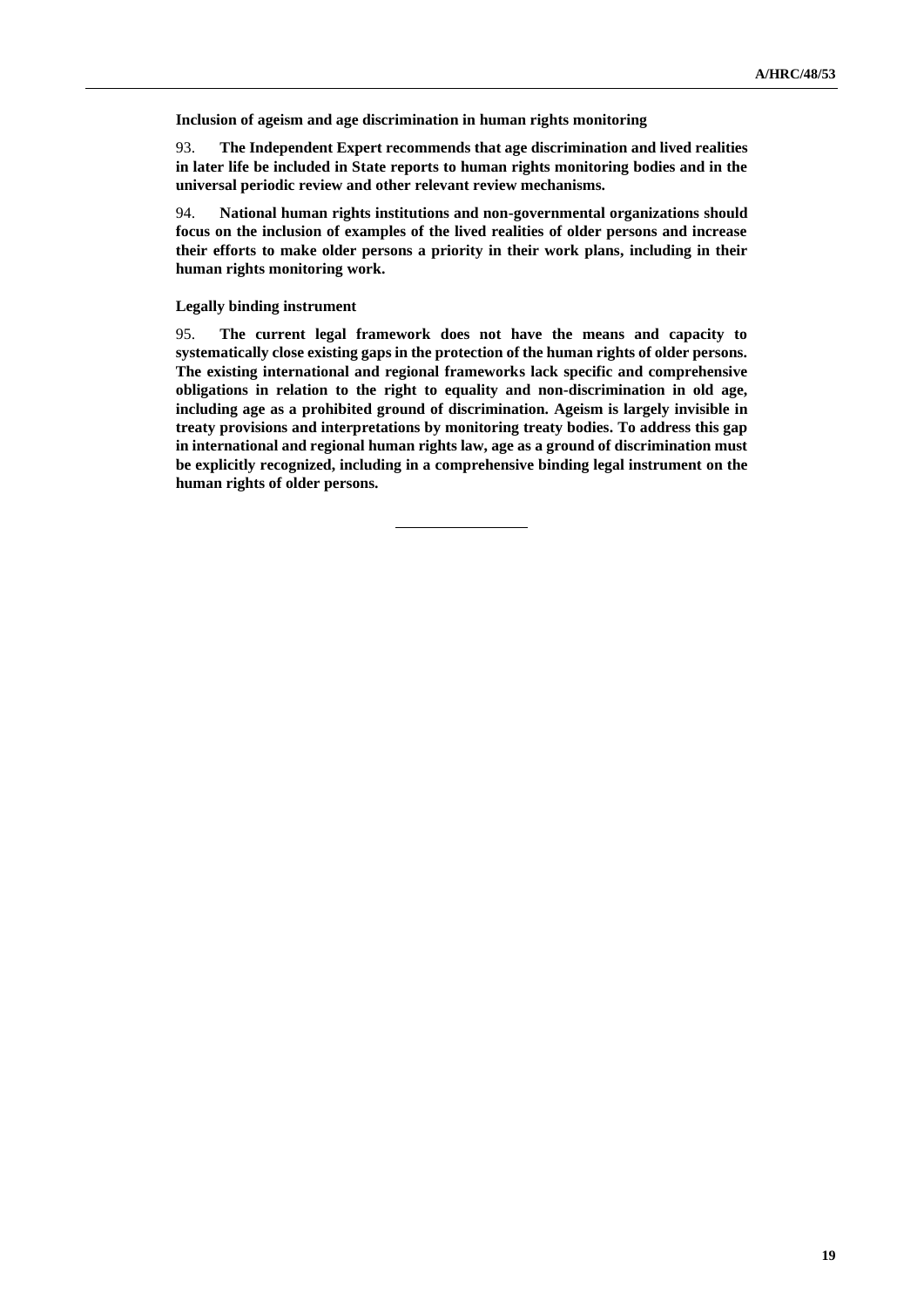**Inclusion of ageism and age discrimination in human rights monitoring**

93. **The Independent Expert recommends that age discrimination and lived realities in later life be included in State reports to human rights monitoring bodies and in the universal periodic review and other relevant review mechanisms.**

94. **National human rights institutions and non-governmental organizations should focus on the inclusion of examples of the lived realities of older persons and increase their efforts to make older persons a priority in their work plans, including in their human rights monitoring work.**

**Legally binding instrument**

95. **The current legal framework does not have the means and capacity to systematically close existing gaps in the protection of the human rights of older persons. The existing international and regional frameworks lack specific and comprehensive obligations in relation to the right to equality and non-discrimination in old age, including age as a prohibited ground of discrimination. Ageism is largely invisible in treaty provisions and interpretations by monitoring treaty bodies. To address this gap in international and regional human rights law, age as a ground of discrimination must be explicitly recognized, including in a comprehensive binding legal instrument on the human rights of older persons.**